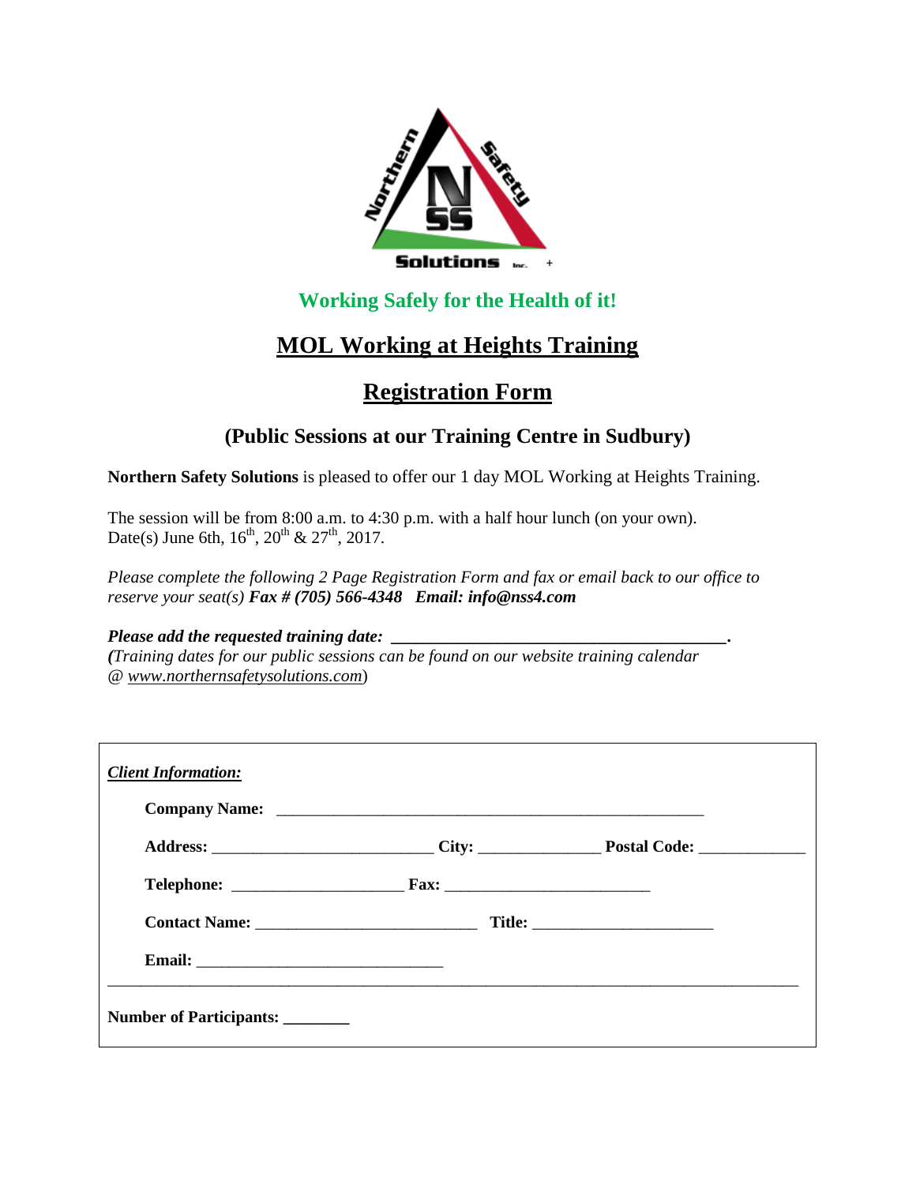Northern Safety NSS Solutions Inc.

**Working Safely for the Health of it!**

# MOL Working at Heights Training

# Registration Form

## (Public Sessions at our Training Centre in Sudbury)

**Northern Safety Solutions** is pleased to offer our 1 day MOL Working at Heights Training.

The session will be from 8:00 a.m. to 4:30 p.m. with a half hour lunch (on your own).
Date(s) June 6th, 16th, 20th & 27th, 2017.

*Please complete the following 2 Page Registration Form and fax or email back to our office to reserve your seat(s)* ***Fax # (705) 566-4348 Email: info@nss4.com***

***Please add the requested training date: ________________________________________.***
***(****Training dates for our public sessions can be found on our website training calendar @ www.northernsafetysolutions.com*)

***Client Information:***

**Company Name:** ______________________________________________________

**Address:** ____________________________ **City:** _______________ **Postal Code:** _____________

**Telephone:** _____________________ **Fax:** __________________________

**Contact Name:** ____________________________ **Title:** _______________________

**Email:** _______________________________

---

**Number of Participants:** ________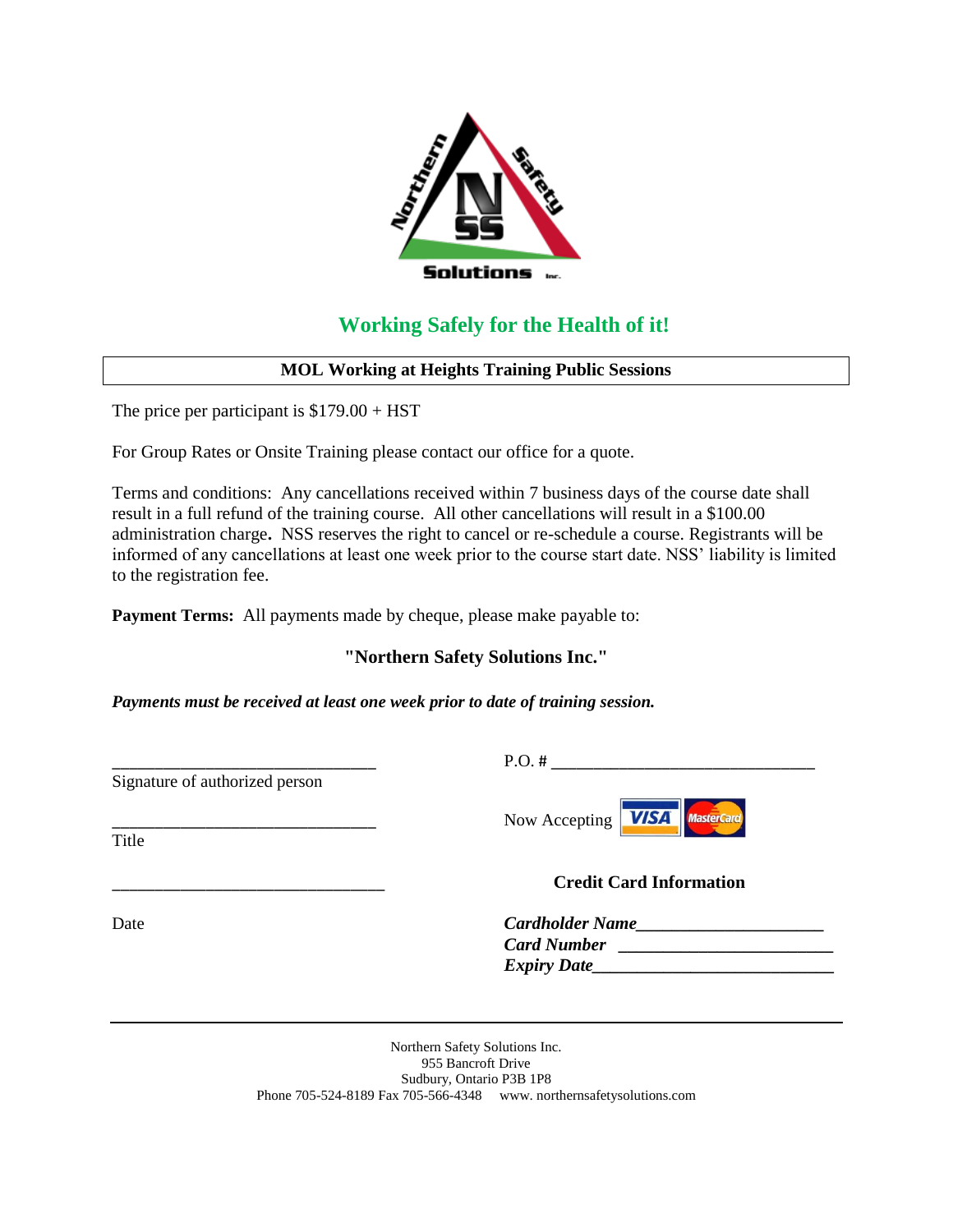Northern Safety Solutions Inc.

## Working Safely for the Health of it!

### MOL Working at Heights Training Public Sessions

The price per participant is $179.00 + HST

For Group Rates or Onsite Training please contact our office for a quote.

Terms and conditions: Any cancellations received within 7 business days of the course date shall result in a full refund of the training course. All other cancellations will result in a $100.00 administration charge**.** NSS reserves the right to cancel or re-schedule a course. Registrants will be informed of any cancellations at least one week prior to the course start date. NSS' liability is limited to the registration fee.

**Payment Terms:** All payments made by cheque, please make payable to:

**"Northern Safety Solutions Inc."**

***Payments must be received at least one week prior to date of training session.***

______________________________
Signature of authorized person

______________________________
Title

______________________________

Date

P.O. # ______________________________

Now Accepting VISA MasterCard

**Credit Card Information**

***Cardholder Name***____________________
***Card Number*** ______________________
***Expiry Date***__________________________

---

Northern Safety Solutions Inc.
955 Bancroft Drive
Sudbury, Ontario P3B 1P8
Phone 705-524-8189 Fax 705-566-4348 www. northernsafetysolutions.com